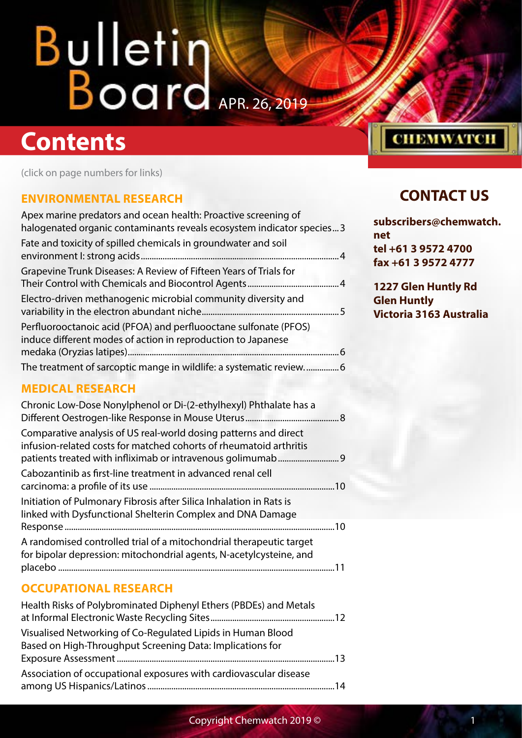# Bulletin Board

APR. 26, 2019

# Contents

(click on page numbers for links)

## ENVIRONMENTAL RESEARCH

Apex marine predators and ocean health: Proactive screening of halogenated organic contaminants reveals ecosystem indicator species...3

Fate and toxicity of spilled chemicals in groundwater and soil environment I: strong acids...4

Grapevine Trunk Diseases: A Review of Fifteen Years of Trials for Their Control with Chemicals and Biocontrol Agents...4

Electro-driven methanogenic microbial community diversity and variability in the electron abundant niche...5

Perfluorooctanoic acid (PFOA) and perfluooctane sulfonate (PFOS) induce different modes of action in reproduction to Japanese medaka (Oryzias latipes)...6

The treatment of sarcoptic mange in wildlife: a systematic review...6

## MEDICAL RESEARCH

Chronic Low-Dose Nonylphenol or Di-(2-ethylhexyl) Phthalate has a Different Oestrogen-like Response in Mouse Uterus...8

Comparative analysis of US real-world dosing patterns and direct infusion-related costs for matched cohorts of rheumatoid arthritis patients treated with infliximab or intravenous golimumab...9

Cabozantinib as first-line treatment in advanced renal cell carcinoma: a profile of its use...10

Initiation of Pulmonary Fibrosis after Silica Inhalation in Rats is linked with Dysfunctional Shelterin Complex and DNA Damage Response...10

A randomised controlled trial of a mitochondrial therapeutic target for bipolar depression: mitochondrial agents, N-acetylcysteine, and placebo...11

## OCCUPATIONAL RESEARCH

Health Risks of Polybrominated Diphenyl Ethers (PBDEs) and Metals at Informal Electronic Waste Recycling Sites...12

Visualised Networking of Co-Regulated Lipids in Human Blood Based on High-Throughput Screening Data: Implications for Exposure Assessment...13

Association of occupational exposures with cardiovascular disease among US Hispanics/Latinos...14

## CONTACT US

**subscribers@chemwatch.net**
**tel +61 3 9572 4700**
**fax +61 3 9572 4777**

**1227 Glen Huntly Rd**
**Glen Huntly**
**Victoria 3163 Australia**

Copyright Chemwatch 2019 ©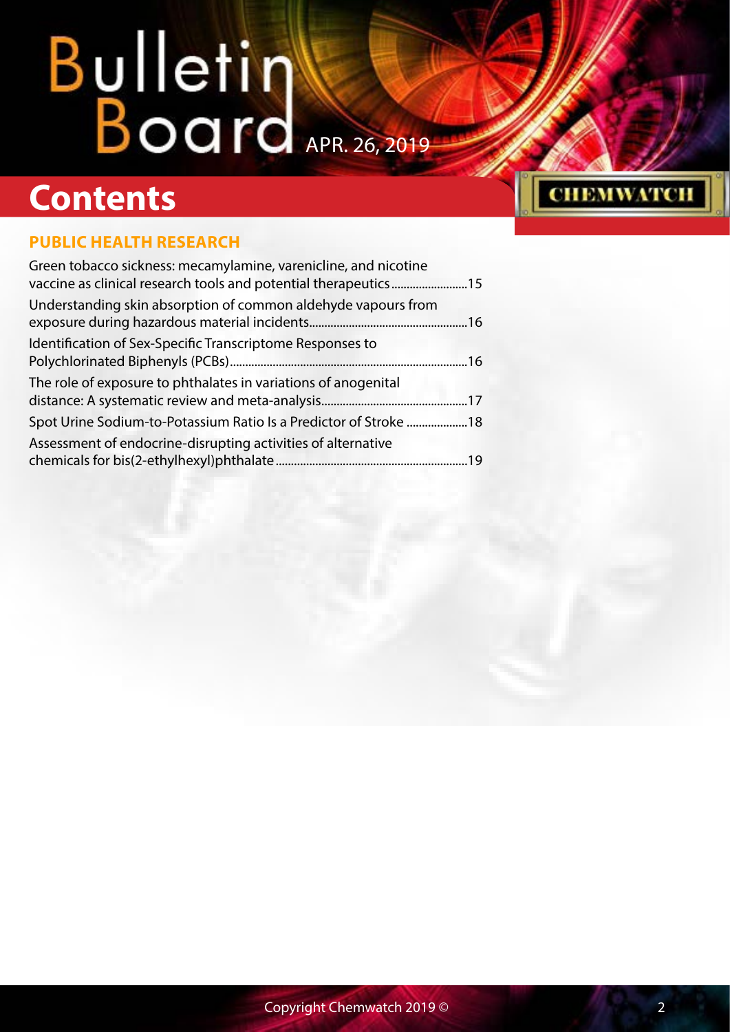# Contents

## PUBLIC HEALTH RESEARCH

Green tobacco sickness: mecamylamine, varenicline, and nicotine vaccine as clinical research tools and potential therapeutics........................15

Understanding skin absorption of common aldehyde vapours from exposure during hazardous material incidents..................................................16

Identification of Sex-Specific Transcriptome Responses to Polychlorinated Biphenyls (PCBs)............................................................................16

The role of exposure to phthalates in variations of anogenital distance: A systematic review and meta-analysis...............................................17

Spot Urine Sodium-to-Potassium Ratio Is a Predictor of Stroke ....................18

Assessment of endocrine-disrupting activities of alternative chemicals for bis(2-ethylhexyl)phthalate..............................................................19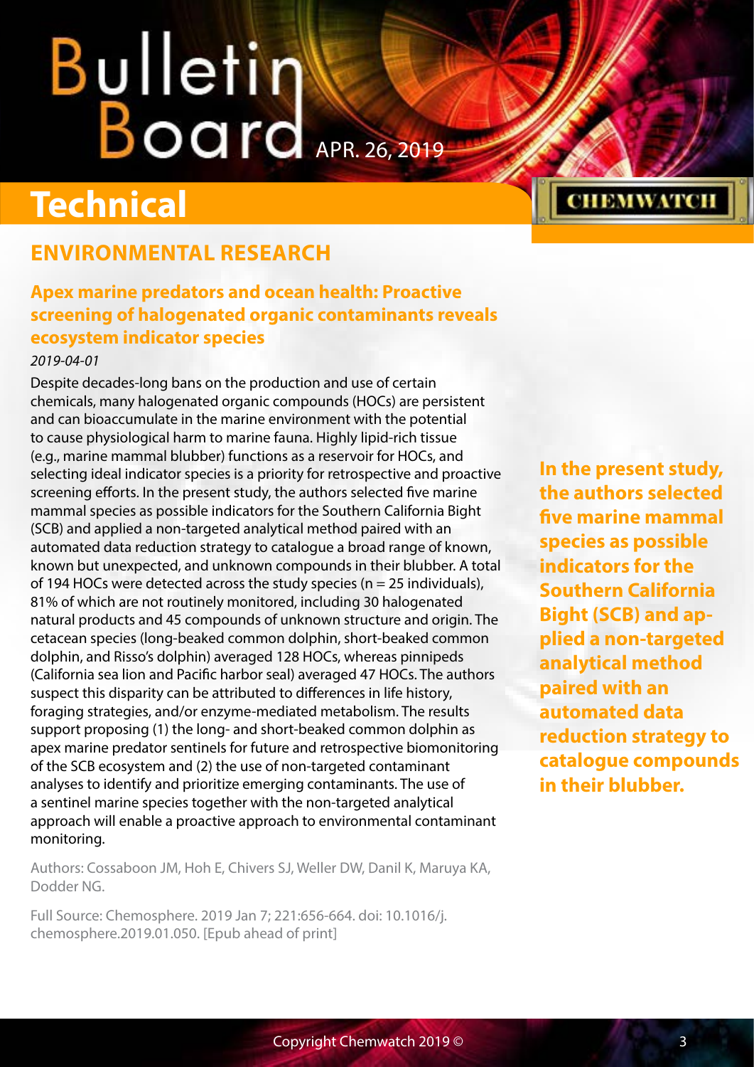# Technical

## ENVIRONMENTAL RESEARCH

### Apex marine predators and ocean health: Proactive screening of halogenated organic contaminants reveals ecosystem indicator species

*2019-04-01*

Despite decades-long bans on the production and use of certain chemicals, many halogenated organic compounds (HOCs) are persistent and can bioaccumulate in the marine environment with the potential to cause physiological harm to marine fauna. Highly lipid-rich tissue (e.g., marine mammal blubber) functions as a reservoir for HOCs, and selecting ideal indicator species is a priority for retrospective and proactive screening efforts. In the present study, the authors selected five marine mammal species as possible indicators for the Southern California Bight (SCB) and applied a non-targeted analytical method paired with an automated data reduction strategy to catalogue a broad range of known, known but unexpected, and unknown compounds in their blubber. A total of 194 HOCs were detected across the study species (n = 25 individuals), 81% of which are not routinely monitored, including 30 halogenated natural products and 45 compounds of unknown structure and origin. The cetacean species (long-beaked common dolphin, short-beaked common dolphin, and Risso's dolphin) averaged 128 HOCs, whereas pinnipeds (California sea lion and Pacific harbor seal) averaged 47 HOCs. The authors suspect this disparity can be attributed to differences in life history, foraging strategies, and/or enzyme-mediated metabolism. The results support proposing (1) the long- and short-beaked common dolphin as apex marine predator sentinels for future and retrospective biomonitoring of the SCB ecosystem and (2) the use of non-targeted contaminant analyses to identify and prioritize emerging contaminants. The use of a sentinel marine species together with the non-targeted analytical approach will enable a proactive approach to environmental contaminant monitoring.

**In the present study, the authors selected five marine mammal species as possible indicators for the Southern California Bight (SCB) and applied a non-targeted analytical method paired with an automated data reduction strategy to catalogue compounds in their blubber.**

Authors: Cossaboon JM, Hoh E, Chivers SJ, Weller DW, Danil K, Maruya KA, Dodder NG.

Full Source: Chemosphere. 2019 Jan 7; 221:656-664. doi: 10.1016/j.chemosphere.2019.01.050. [Epub ahead of print]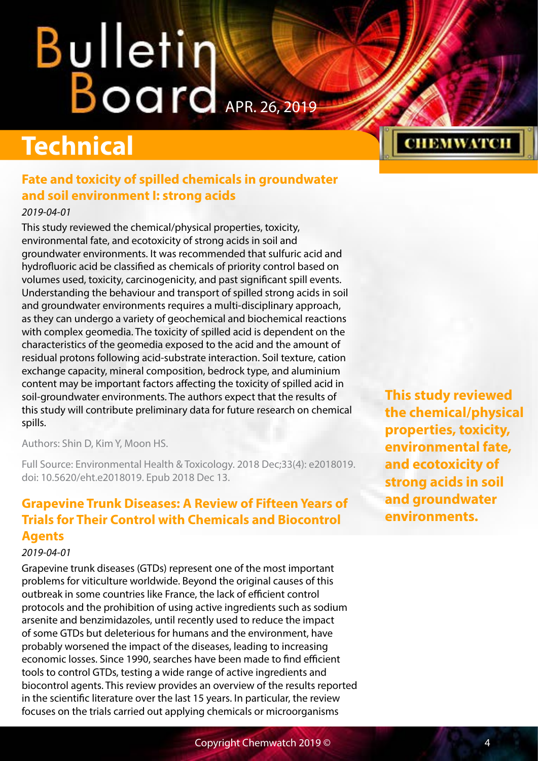# Technical

## Fate and toxicity of spilled chemicals in groundwater and soil environment I: strong acids

*2019-04-01*

This study reviewed the chemical/physical properties, toxicity, environmental fate, and ecotoxicity of strong acids in soil and groundwater environments. It was recommended that sulfuric acid and hydrofluoric acid be classified as chemicals of priority control based on volumes used, toxicity, carcinogenicity, and past significant spill events. Understanding the behaviour and transport of spilled strong acids in soil and groundwater environments requires a multi-disciplinary approach, as they can undergo a variety of geochemical and biochemical reactions with complex geomedia. The toxicity of spilled acid is dependent on the characteristics of the geomedia exposed to the acid and the amount of residual protons following acid-substrate interaction. Soil texture, cation exchange capacity, mineral composition, bedrock type, and aluminium content may be important factors affecting the toxicity of spilled acid in soil-groundwater environments. The authors expect that the results of this study will contribute preliminary data for future research on chemical spills.

**This study reviewed the chemical/physical properties, toxicity, environmental fate, and ecotoxicity of strong acids in soil and groundwater environments.**

Authors: Shin D, Kim Y, Moon HS.

Full Source: Environmental Health & Toxicology. 2018 Dec;33(4): e2018019. doi: 10.5620/eht.e2018019. Epub 2018 Dec 13.

## Grapevine Trunk Diseases: A Review of Fifteen Years of Trials for Their Control with Chemicals and Biocontrol Agents

*2019-04-01*

Grapevine trunk diseases (GTDs) represent one of the most important problems for viticulture worldwide. Beyond the original causes of this outbreak in some countries like France, the lack of efficient control protocols and the prohibition of using active ingredients such as sodium arsenite and benzimidazoles, until recently used to reduce the impact of some GTDs but deleterious for humans and the environment, have probably worsened the impact of the diseases, leading to increasing economic losses. Since 1990, searches have been made to find efficient tools to control GTDs, testing a wide range of active ingredients and biocontrol agents. This review provides an overview of the results reported in the scientific literature over the last 15 years. In particular, the review focuses on the trials carried out applying chemicals or microorganisms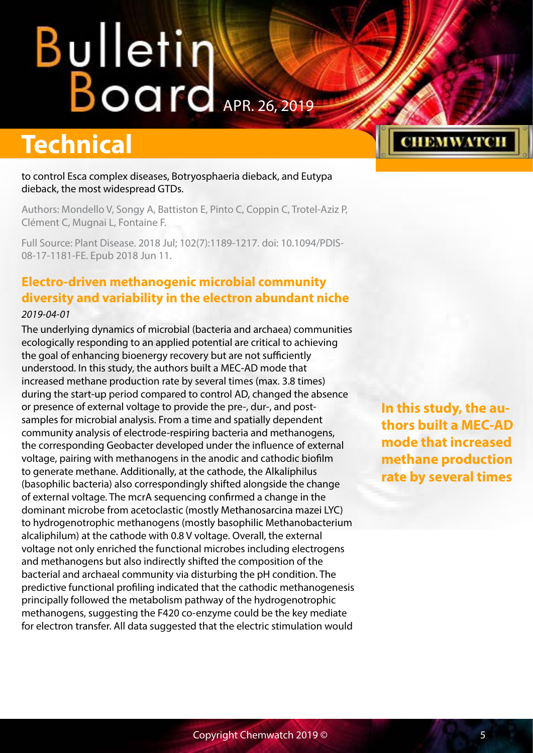to control Esca complex diseases, Botryosphaeria dieback, and Eutypa dieback, the most widespread GTDs.

Authors: Mondello V, Songy A, Battiston E, Pinto C, Coppin C, Trotel-Aziz P, Clément C, Mugnai L, Fontaine F.

Full Source: Plant Disease. 2018 Jul; 102(7):1189-1217. doi: 10.1094/PDIS-08-17-1181-FE. Epub 2018 Jun 11.

## Electro-driven methanogenic microbial community diversity and variability in the electron abundant niche

*2019-04-01*

The underlying dynamics of microbial (bacteria and archaea) communities ecologically responding to an applied potential are critical to achieving the goal of enhancing bioenergy recovery but are not sufficiently understood. In this study, the authors built a MEC-AD mode that increased methane production rate by several times (max. 3.8 times) during the start-up period compared to control AD, changed the absence or presence of external voltage to provide the pre-, dur-, and post-samples for microbial analysis. From a time and spatially dependent community analysis of electrode-respiring bacteria and methanogens, the corresponding Geobacter developed under the influence of external voltage, pairing with methanogens in the anodic and cathodic biofilm to generate methane. Additionally, at the cathode, the Alkaliphilus (basophilic bacteria) also correspondingly shifted alongside the change of external voltage. The mcrA sequencing confirmed a change in the dominant microbe from acetoclastic (mostly Methanosarcina mazei LYC) to hydrogenotrophic methanogens (mostly basophilic Methanobacterium alcaliphilum) at the cathode with 0.8 V voltage. Overall, the external voltage not only enriched the functional microbes including electrogens and methanogens but also indirectly shifted the composition of the bacterial and archaeal community via disturbing the pH condition. The predictive functional profiling indicated that the cathodic methanogenesis principally followed the metabolism pathway of the hydrogenotrophic methanogens, suggesting the F420 co-enzyme could be the key mediate for electron transfer. All data suggested that the electric stimulation would

**In this study, the authors built a MEC-AD mode that increased methane production rate by several times**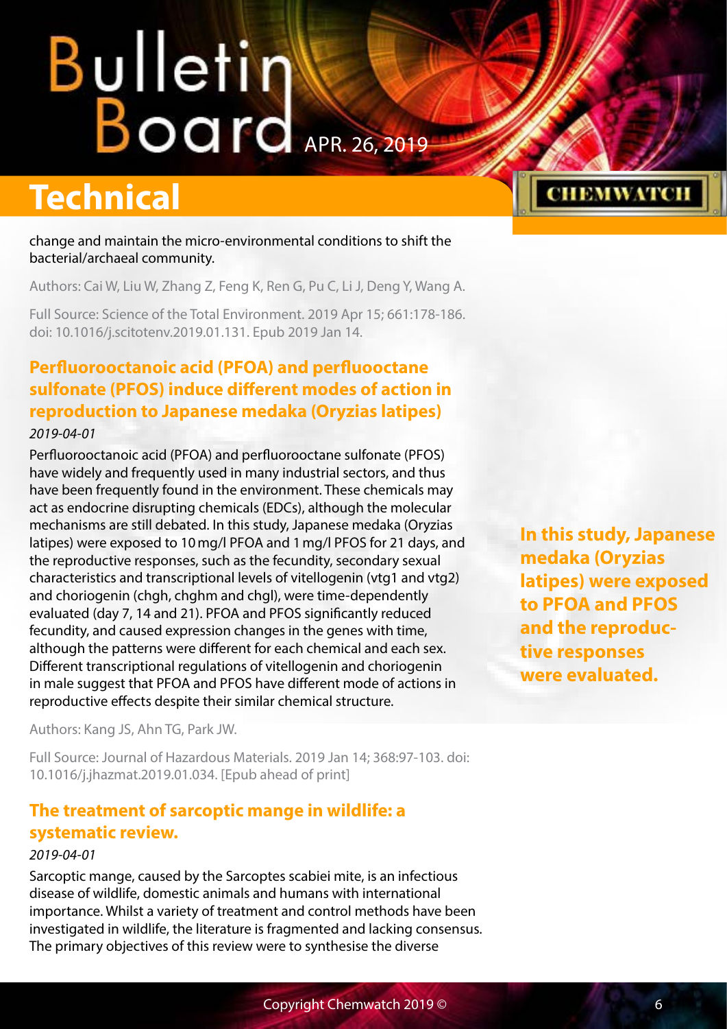change and maintain the micro-environmental conditions to shift the bacterial/archaeal community.

Authors: Cai W, Liu W, Zhang Z, Feng K, Ren G, Pu C, Li J, Deng Y, Wang A.

Full Source: Science of the Total Environment. 2019 Apr 15; 661:178-186. doi: 10.1016/j.scitotenv.2019.01.131. Epub 2019 Jan 14.

## Perfluorooctanoic acid (PFOA) and perfluooctane sulfonate (PFOS) induce different modes of action in reproduction to Japanese medaka (Oryzias latipes)

*2019-04-01*

Perfluorooctanoic acid (PFOA) and perfluorooctane sulfonate (PFOS) have widely and frequently used in many industrial sectors, and thus have been frequently found in the environment. These chemicals may act as endocrine disrupting chemicals (EDCs), although the molecular mechanisms are still debated. In this study, Japanese medaka (Oryzias latipes) were exposed to 10 mg/l PFOA and 1 mg/l PFOS for 21 days, and the reproductive responses, such as the fecundity, secondary sexual characteristics and transcriptional levels of vitellogenin (vtg1 and vtg2) and choriogenin (chgh, chghm and chgl), were time-dependently evaluated (day 7, 14 and 21). PFOA and PFOS significantly reduced fecundity, and caused expression changes in the genes with time, although the patterns were different for each chemical and each sex. Different transcriptional regulations of vitellogenin and choriogenin in male suggest that PFOA and PFOS have different mode of actions in reproductive effects despite their similar chemical structure.

**In this study, Japanese medaka (Oryzias latipes) were exposed to PFOA and PFOS and the reproductive responses were evaluated.**

Authors: Kang JS, Ahn TG, Park JW.

Full Source: Journal of Hazardous Materials. 2019 Jan 14; 368:97-103. doi: 10.1016/j.jhazmat.2019.01.034. [Epub ahead of print]

## The treatment of sarcoptic mange in wildlife: a systematic review.

*2019-04-01*

Sarcoptic mange, caused by the Sarcoptes scabiei mite, is an infectious disease of wildlife, domestic animals and humans with international importance. Whilst a variety of treatment and control methods have been investigated in wildlife, the literature is fragmented and lacking consensus. The primary objectives of this review were to synthesise the diverse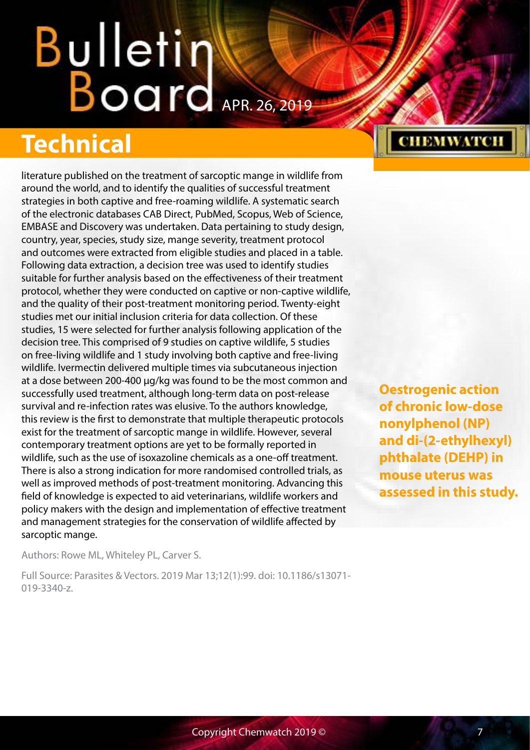literature published on the treatment of sarcoptic mange in wildlife from around the world, and to identify the qualities of successful treatment strategies in both captive and free-roaming wildlife. A systematic search of the electronic databases CAB Direct, PubMed, Scopus, Web of Science, EMBASE and Discovery was undertaken. Data pertaining to study design, country, year, species, study size, mange severity, treatment protocol and outcomes were extracted from eligible studies and placed in a table. Following data extraction, a decision tree was used to identify studies suitable for further analysis based on the effectiveness of their treatment protocol, whether they were conducted on captive or non-captive wildlife, and the quality of their post-treatment monitoring period. Twenty-eight studies met our initial inclusion criteria for data collection. Of these studies, 15 were selected for further analysis following application of the decision tree. This comprised of 9 studies on captive wildlife, 5 studies on free-living wildlife and 1 study involving both captive and free-living wildlife. Ivermectin delivered multiple times via subcutaneous injection at a dose between 200-400 μg/kg was found to be the most common and successfully used treatment, although long-term data on post-release survival and re-infection rates was elusive. To the authors knowledge, this review is the first to demonstrate that multiple therapeutic protocols exist for the treatment of sarcoptic mange in wildlife. However, several contemporary treatment options are yet to be formally reported in wildlife, such as the use of isoxazoline chemicals as a one-off treatment. There is also a strong indication for more randomised controlled trials, as well as improved methods of post-treatment monitoring. Advancing this field of knowledge is expected to aid veterinarians, wildlife workers and policy makers with the design and implementation of effective treatment and management strategies for the conservation of wildlife affected by sarcoptic mange.

Authors: Rowe ML, Whiteley PL, Carver S.

Full Source: Parasites & Vectors. 2019 Mar 13;12(1):99. doi: 10.1186/s13071-019-3340-z.

**Oestrogenic action of chronic low-dose nonylphenol (NP) and di-(2-ethylhexyl) phthalate (DEHP) in mouse uterus was assessed in this study.**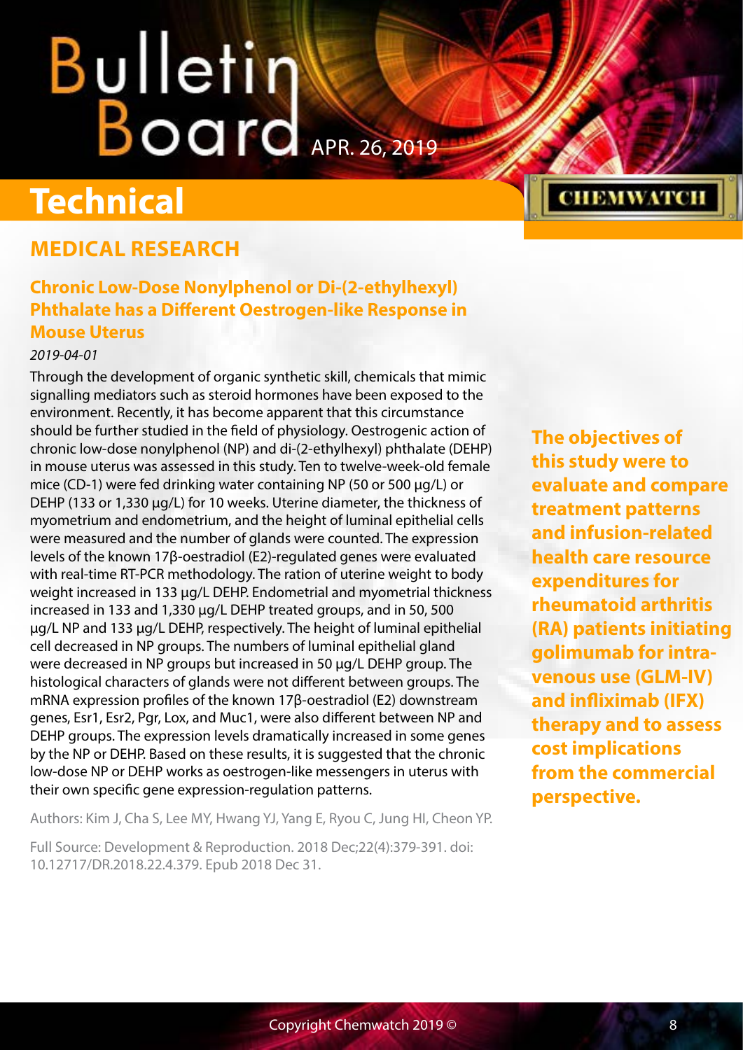# Technical

## MEDICAL RESEARCH

### Chronic Low-Dose Nonylphenol or Di-(2-ethylhexyl) Phthalate has a Different Oestrogen-like Response in Mouse Uterus

*2019-04-01*

Through the development of organic synthetic skill, chemicals that mimic signalling mediators such as steroid hormones have been exposed to the environment. Recently, it has become apparent that this circumstance should be further studied in the field of physiology. Oestrogenic action of chronic low-dose nonylphenol (NP) and di-(2-ethylhexyl) phthalate (DEHP) in mouse uterus was assessed in this study. Ten to twelve-week-old female mice (CD-1) were fed drinking water containing NP (50 or 500 µg/L) or DEHP (133 or 1,330 µg/L) for 10 weeks. Uterine diameter, the thickness of myometrium and endometrium, and the height of luminal epithelial cells were measured and the number of glands were counted. The expression levels of the known 17β-oestradiol (E2)-regulated genes were evaluated with real-time RT-PCR methodology. The ration of uterine weight to body weight increased in 133 µg/L DEHP. Endometrial and myometrial thickness increased in 133 and 1,330 µg/L DEHP treated groups, and in 50, 500 µg/L NP and 133 µg/L DEHP, respectively. The height of luminal epithelial cell decreased in NP groups. The numbers of luminal epithelial gland were decreased in NP groups but increased in 50 µg/L DEHP group. The histological characters of glands were not different between groups. The mRNA expression profiles of the known 17β-oestradiol (E2) downstream genes, Esr1, Esr2, Pgr, Lox, and Muc1, were also different between NP and DEHP groups. The expression levels dramatically increased in some genes by the NP or DEHP. Based on these results, it is suggested that the chronic low-dose NP or DEHP works as oestrogen-like messengers in uterus with their own specific gene expression-regulation patterns.

Authors: Kim J, Cha S, Lee MY, Hwang YJ, Yang E, Ryou C, Jung HI, Cheon YP.

Full Source: Development & Reproduction. 2018 Dec;22(4):379-391. doi: 10.12717/DR.2018.22.4.379. Epub 2018 Dec 31.

**The objectives of this study were to evaluate and compare treatment patterns and infusion-related health care resource expenditures for rheumatoid arthritis (RA) patients initiating golimumab for intravenous use (GLM-IV) and infliximab (IFX) therapy and to assess cost implications from the commercial perspective.**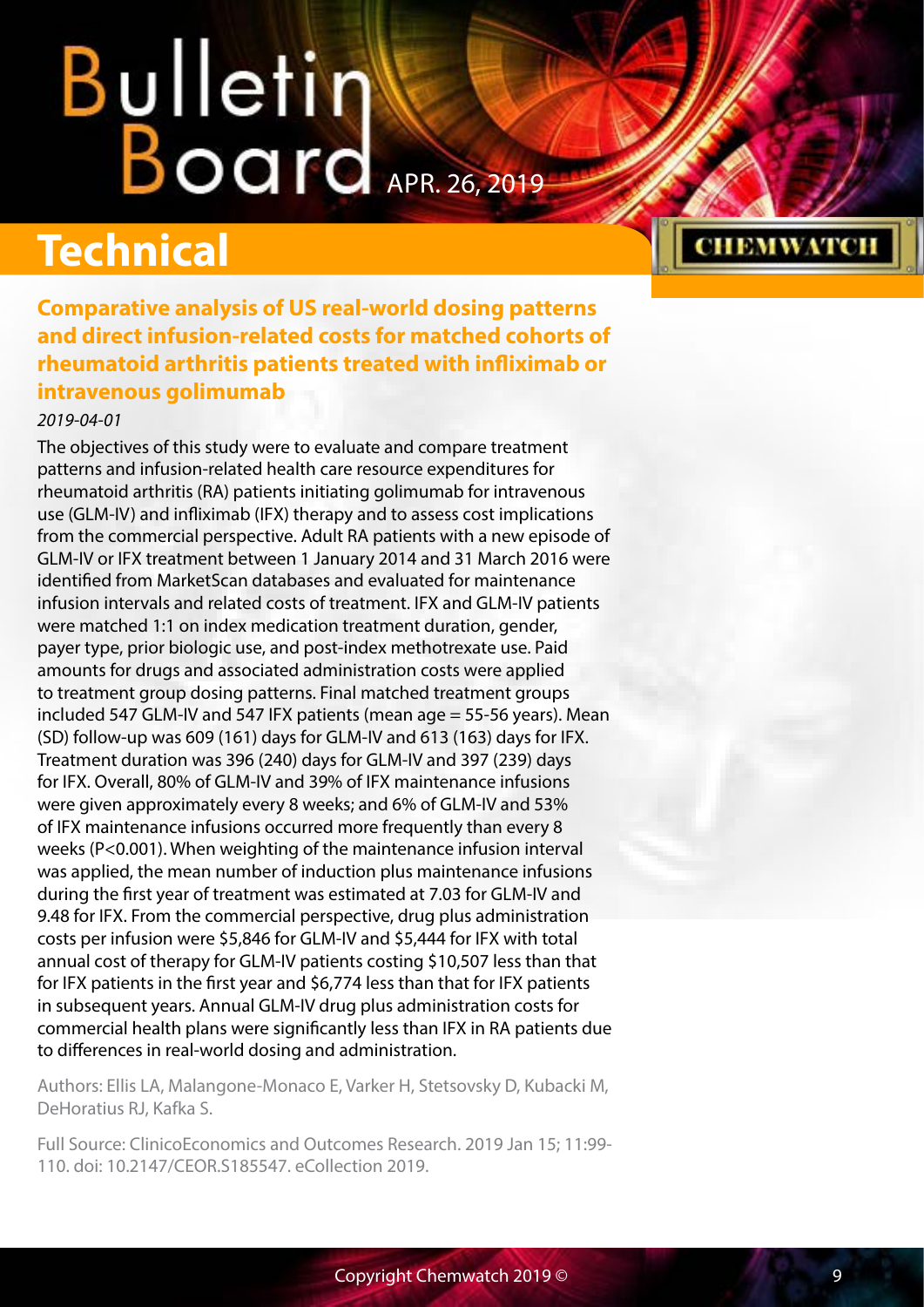# Technical

## Comparative analysis of US real-world dosing patterns and direct infusion-related costs for matched cohorts of rheumatoid arthritis patients treated with infliximab or intravenous golimumab

*2019-04-01*

The objectives of this study were to evaluate and compare treatment patterns and infusion-related health care resource expenditures for rheumatoid arthritis (RA) patients initiating golimumab for intravenous use (GLM-IV) and infliximab (IFX) therapy and to assess cost implications from the commercial perspective. Adult RA patients with a new episode of GLM-IV or IFX treatment between 1 January 2014 and 31 March 2016 were identified from MarketScan databases and evaluated for maintenance infusion intervals and related costs of treatment. IFX and GLM-IV patients were matched 1:1 on index medication treatment duration, gender, payer type, prior biologic use, and post-index methotrexate use. Paid amounts for drugs and associated administration costs were applied to treatment group dosing patterns. Final matched treatment groups included 547 GLM-IV and 547 IFX patients (mean age = 55-56 years). Mean (SD) follow-up was 609 (161) days for GLM-IV and 613 (163) days for IFX. Treatment duration was 396 (240) days for GLM-IV and 397 (239) days for IFX. Overall, 80% of GLM-IV and 39% of IFX maintenance infusions were given approximately every 8 weeks; and 6% of GLM-IV and 53% of IFX maintenance infusions occurred more frequently than every 8 weeks ($P<0.001$). When weighting of the maintenance infusion interval was applied, the mean number of induction plus maintenance infusions during the first year of treatment was estimated at 7.03 for GLM-IV and 9.48 for IFX. From the commercial perspective, drug plus administration costs per infusion were $5,846 for GLM-IV and $5,444 for IFX with total annual cost of therapy for GLM-IV patients costing $10,507 less than that for IFX patients in the first year and $6,774 less than that for IFX patients in subsequent years. Annual GLM-IV drug plus administration costs for commercial health plans were significantly less than IFX in RA patients due to differences in real-world dosing and administration.

Authors: Ellis LA, Malangone-Monaco E, Varker H, Stetsovsky D, Kubacki M, DeHoratius RJ, Kafka S.

Full Source: ClinicoEconomics and Outcomes Research. 2019 Jan 15; 11:99-110. doi: 10.2147/CEOR.S185547. eCollection 2019.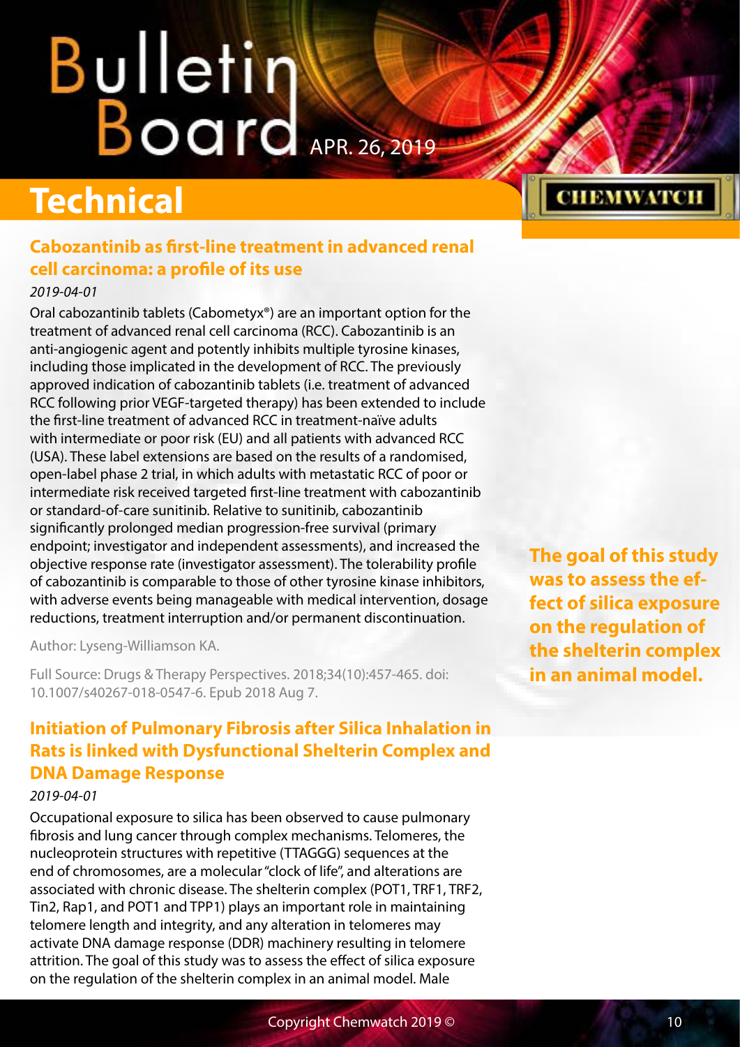## Technical

### Cabozantinib as first-line treatment in advanced renal cell carcinoma: a profile of its use

*2019-04-01*

Oral cabozantinib tablets (Cabometyx®) are an important option for the treatment of advanced renal cell carcinoma (RCC). Cabozantinib is an anti-angiogenic agent and potently inhibits multiple tyrosine kinases, including those implicated in the development of RCC. The previously approved indication of cabozantinib tablets (i.e. treatment of advanced RCC following prior VEGF-targeted therapy) has been extended to include the first-line treatment of advanced RCC in treatment-naïve adults with intermediate or poor risk (EU) and all patients with advanced RCC (USA). These label extensions are based on the results of a randomised, open-label phase 2 trial, in which adults with metastatic RCC of poor or intermediate risk received targeted first-line treatment with cabozantinib or standard-of-care sunitinib. Relative to sunitinib, cabozantinib significantly prolonged median progression-free survival (primary endpoint; investigator and independent assessments), and increased the objective response rate (investigator assessment). The tolerability profile of cabozantinib is comparable to those of other tyrosine kinase inhibitors, with adverse events being manageable with medical intervention, dosage reductions, treatment interruption and/or permanent discontinuation.

Author: Lyseng-Williamson KA.

Full Source: Drugs & Therapy Perspectives. 2018;34(10):457-465. doi: 10.1007/s40267-018-0547-6. Epub 2018 Aug 7.

### Initiation of Pulmonary Fibrosis after Silica Inhalation in Rats is linked with Dysfunctional Shelterin Complex and DNA Damage Response

*2019-04-01*

Occupational exposure to silica has been observed to cause pulmonary fibrosis and lung cancer through complex mechanisms. Telomeres, the nucleoprotein structures with repetitive (TTAGGG) sequences at the end of chromosomes, are a molecular "clock of life", and alterations are associated with chronic disease. The shelterin complex (POT1, TRF1, TRF2, Tin2, Rap1, and POT1 and TPP1) plays an important role in maintaining telomere length and integrity, and any alteration in telomeres may activate DNA damage response (DDR) machinery resulting in telomere attrition. The goal of this study was to assess the effect of silica exposure on the regulation of the shelterin complex in an animal model. Male

**The goal of this study was to assess the effect of silica exposure on the regulation of the shelterin complex in an animal model.**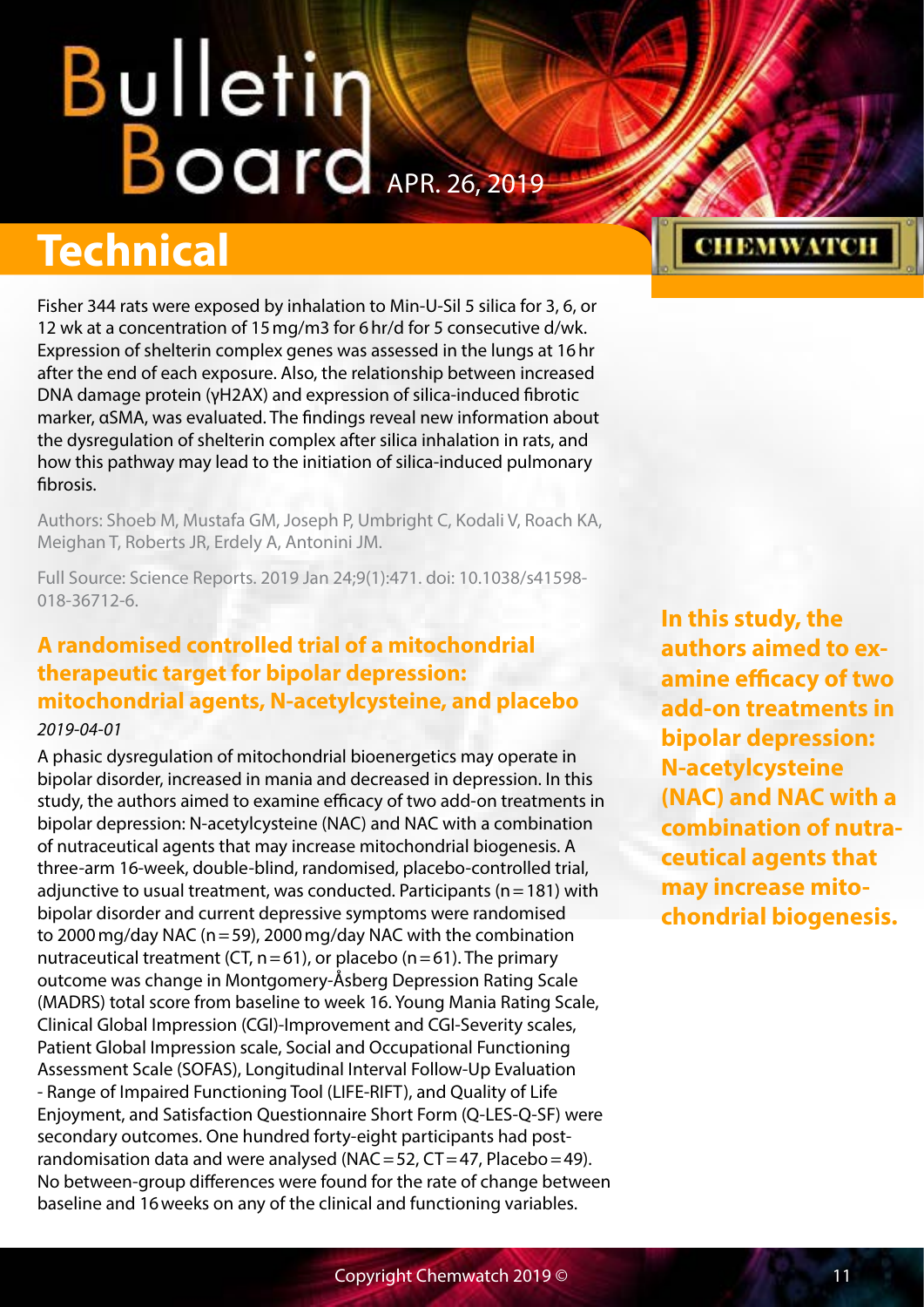Fisher 344 rats were exposed by inhalation to Min-U-Sil 5 silica for 3, 6, or 12 wk at a concentration of 15 mg/m3 for 6 hr/d for 5 consecutive d/wk. Expression of shelterin complex genes was assessed in the lungs at 16 hr after the end of each exposure. Also, the relationship between increased DNA damage protein (γH2AX) and expression of silica-induced fibrotic marker, αSMA, was evaluated. The findings reveal new information about the dysregulation of shelterin complex after silica inhalation in rats, and how this pathway may lead to the initiation of silica-induced pulmonary fibrosis.

Authors: Shoeb M, Mustafa GM, Joseph P, Umbright C, Kodali V, Roach KA, Meighan T, Roberts JR, Erdely A, Antonini JM.

Full Source: Science Reports. 2019 Jan 24;9(1):471. doi: 10.1038/s41598-018-36712-6.

## A randomised controlled trial of a mitochondrial therapeutic target for bipolar depression: mitochondrial agents, N-acetylcysteine, and placebo

*2019-04-01*

A phasic dysregulation of mitochondrial bioenergetics may operate in bipolar disorder, increased in mania and decreased in depression. In this study, the authors aimed to examine efficacy of two add-on treatments in bipolar depression: N-acetylcysteine (NAC) and NAC with a combination of nutraceutical agents that may increase mitochondrial biogenesis. A three-arm 16-week, double-blind, randomised, placebo-controlled trial, adjunctive to usual treatment, was conducted. Participants (n = 181) with bipolar disorder and current depressive symptoms were randomised to 2000 mg/day NAC (n = 59), 2000 mg/day NAC with the combination nutraceutical treatment (CT, n = 61), or placebo (n = 61). The primary outcome was change in Montgomery-Åsberg Depression Rating Scale (MADRS) total score from baseline to week 16. Young Mania Rating Scale, Clinical Global Impression (CGI)-Improvement and CGI-Severity scales, Patient Global Impression scale, Social and Occupational Functioning Assessment Scale (SOFAS), Longitudinal Interval Follow-Up Evaluation - Range of Impaired Functioning Tool (LIFE-RIFT), and Quality of Life Enjoyment, and Satisfaction Questionnaire Short Form (Q-LES-Q-SF) were secondary outcomes. One hundred forty-eight participants had post-randomisation data and were analysed (NAC = 52, CT = 47, Placebo = 49). No between-group differences were found for the rate of change between baseline and 16 weeks on any of the clinical and functioning variables.

**In this study, the authors aimed to examine efficacy of two add-on treatments in bipolar depression: N-acetylcysteine (NAC) and NAC with a combination of nutraceutical agents that may increase mitochondrial biogenesis.**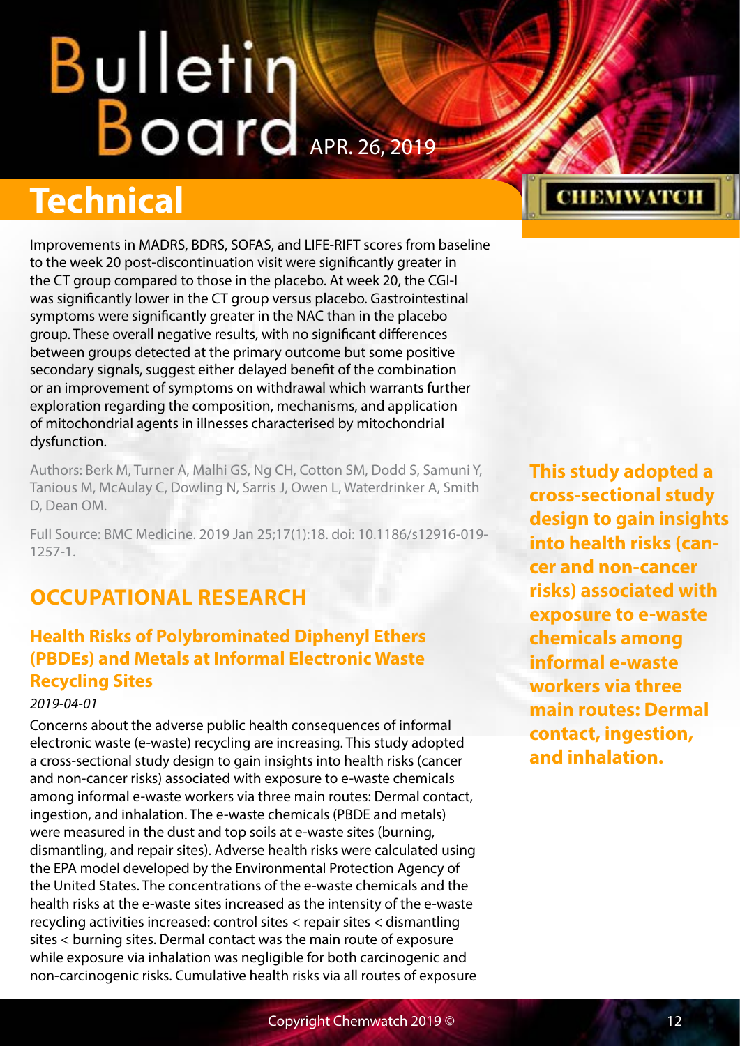Improvements in MADRS, BDRS, SOFAS, and LIFE-RIFT scores from baseline to the week 20 post-discontinuation visit were significantly greater in the CT group compared to those in the placebo. At week 20, the CGI-I was significantly lower in the CT group versus placebo. Gastrointestinal symptoms were significantly greater in the NAC than in the placebo group. These overall negative results, with no significant differences between groups detected at the primary outcome but some positive secondary signals, suggest either delayed benefit of the combination or an improvement of symptoms on withdrawal which warrants further exploration regarding the composition, mechanisms, and application of mitochondrial agents in illnesses characterised by mitochondrial dysfunction.

Authors: Berk M, Turner A, Malhi GS, Ng CH, Cotton SM, Dodd S, Samuni Y, Tanious M, McAulay C, Dowling N, Sarris J, Owen L, Waterdrinker A, Smith D, Dean OM.

Full Source: BMC Medicine. 2019 Jan 25;17(1):18. doi: 10.1186/s12916-019-1257-1.

## OCCUPATIONAL RESEARCH

### Health Risks of Polybrominated Diphenyl Ethers (PBDEs) and Metals at Informal Electronic Waste Recycling Sites

*2019-04-01*

Concerns about the adverse public health consequences of informal electronic waste (e-waste) recycling are increasing. This study adopted a cross-sectional study design to gain insights into health risks (cancer and non-cancer risks) associated with exposure to e-waste chemicals among informal e-waste workers via three main routes: Dermal contact, ingestion, and inhalation. The e-waste chemicals (PBDE and metals) were measured in the dust and top soils at e-waste sites (burning, dismantling, and repair sites). Adverse health risks were calculated using the EPA model developed by the Environmental Protection Agency of the United States. The concentrations of the e-waste chemicals and the health risks at the e-waste sites increased as the intensity of the e-waste recycling activities increased: control sites < repair sites < dismantling sites < burning sites. Dermal contact was the main route of exposure while exposure via inhalation was negligible for both carcinogenic and non-carcinogenic risks. Cumulative health risks via all routes of exposure

**This study adopted a cross-sectional study design to gain insights into health risks (cancer and non-cancer risks) associated with exposure to e-waste chemicals among informal e-waste workers via three main routes: Dermal contact, ingestion, and inhalation.**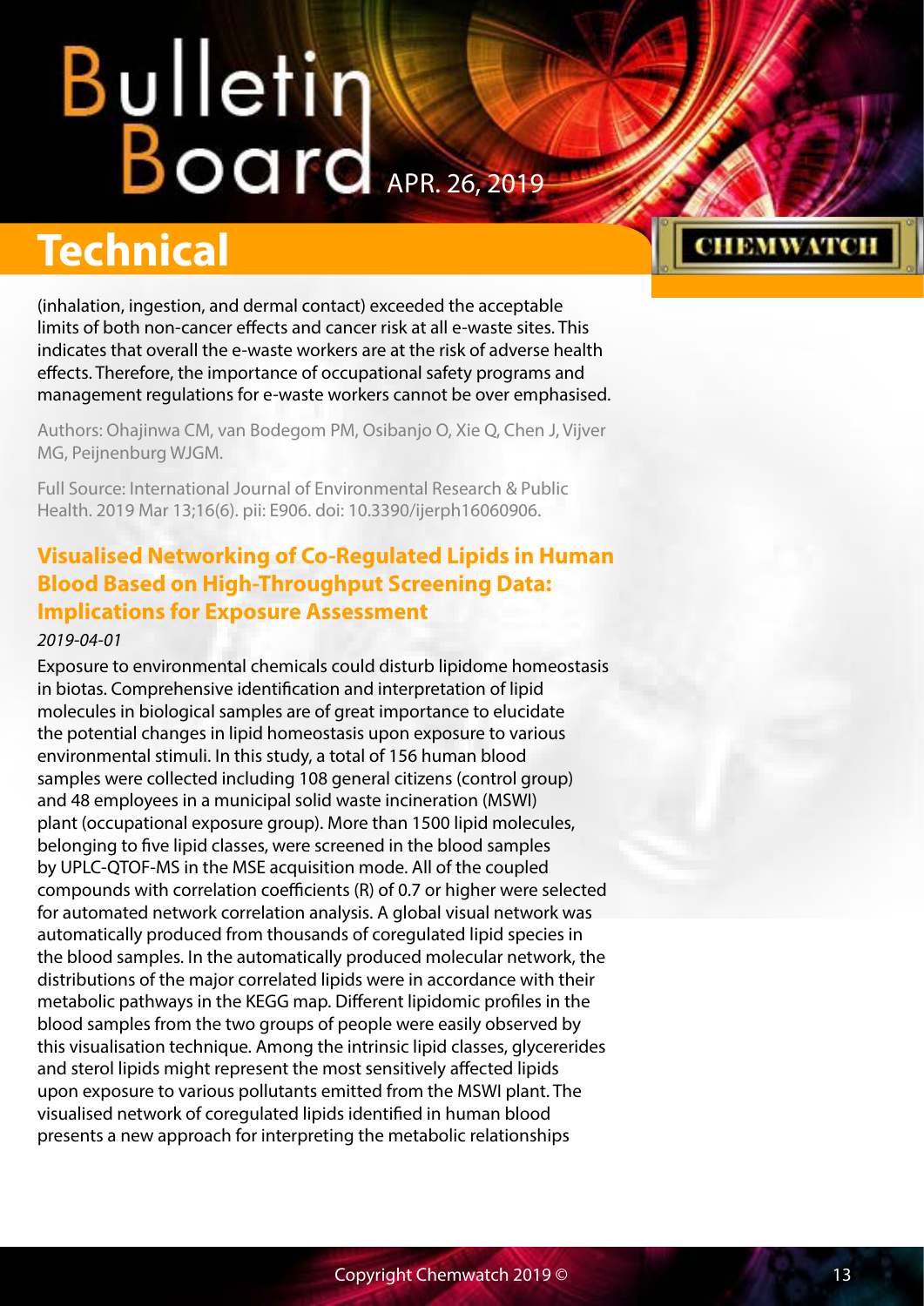(inhalation, ingestion, and dermal contact) exceeded the acceptable limits of both non-cancer effects and cancer risk at all e-waste sites. This indicates that overall the e-waste workers are at the risk of adverse health effects. Therefore, the importance of occupational safety programs and management regulations for e-waste workers cannot be over emphasised.

Authors: Ohajinwa CM, van Bodegom PM, Osibanjo O, Xie Q, Chen J, Vijver MG, Peijnenburg WJGM.

Full Source: International Journal of Environmental Research & Public Health. 2019 Mar 13;16(6). pii: E906. doi: 10.3390/ijerph16060906.

## Visualised Networking of Co-Regulated Lipids in Human Blood Based on High-Throughput Screening Data: Implications for Exposure Assessment

*2019-04-01*

Exposure to environmental chemicals could disturb lipidome homeostasis in biotas. Comprehensive identification and interpretation of lipid molecules in biological samples are of great importance to elucidate the potential changes in lipid homeostasis upon exposure to various environmental stimuli. In this study, a total of 156 human blood samples were collected including 108 general citizens (control group) and 48 employees in a municipal solid waste incineration (MSWI) plant (occupational exposure group). More than 1500 lipid molecules, belonging to five lipid classes, were screened in the blood samples by UPLC-QTOF-MS in the MSE acquisition mode. All of the coupled compounds with correlation coefficients (R) of 0.7 or higher were selected for automated network correlation analysis. A global visual network was automatically produced from thousands of coregulated lipid species in the blood samples. In the automatically produced molecular network, the distributions of the major correlated lipids were in accordance with their metabolic pathways in the KEGG map. Different lipidomic profiles in the blood samples from the two groups of people were easily observed by this visualisation technique. Among the intrinsic lipid classes, glycerides and sterol lipids might represent the most sensitively affected lipids upon exposure to various pollutants emitted from the MSWI plant. The visualised network of coregulated lipids identified in human blood presents a new approach for interpreting the metabolic relationships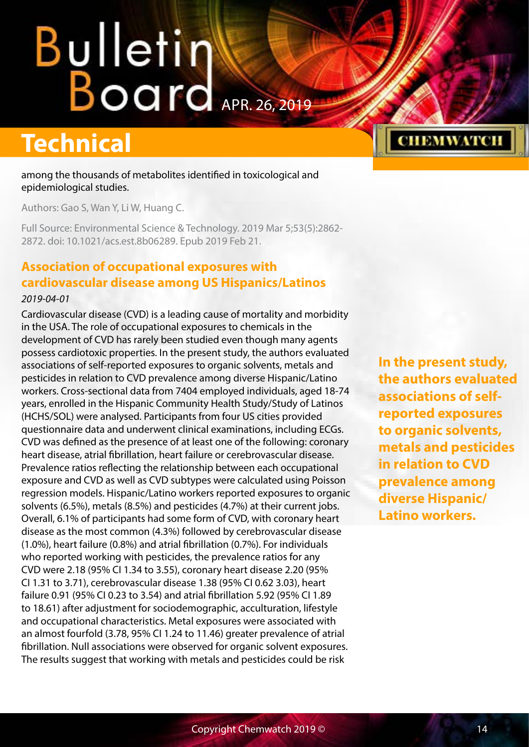among the thousands of metabolites identified in toxicological and epidemiological studies.

Authors: Gao S, Wan Y, Li W, Huang C.

Full Source: Environmental Science & Technology. 2019 Mar 5;53(5):2862-2872. doi: 10.1021/acs.est.8b06289. Epub 2019 Feb 21.

## Association of occupational exposures with cardiovascular disease among US Hispanics/Latinos

*2019-04-01*

Cardiovascular disease (CVD) is a leading cause of mortality and morbidity in the USA. The role of occupational exposures to chemicals in the development of CVD has rarely been studied even though many agents possess cardiotoxic properties. In the present study, the authors evaluated associations of self-reported exposures to organic solvents, metals and pesticides in relation to CVD prevalence among diverse Hispanic/Latino workers. Cross-sectional data from 7404 employed individuals, aged 18-74 years, enrolled in the Hispanic Community Health Study/Study of Latinos (HCHS/SOL) were analysed. Participants from four US cities provided questionnaire data and underwent clinical examinations, including ECGs. CVD was defined as the presence of at least one of the following: coronary heart disease, atrial fibrillation, heart failure or cerebrovascular disease. Prevalence ratios reflecting the relationship between each occupational exposure and CVD as well as CVD subtypes were calculated using Poisson regression models. Hispanic/Latino workers reported exposures to organic solvents (6.5%), metals (8.5%) and pesticides (4.7%) at their current jobs. Overall, 6.1% of participants had some form of CVD, with coronary heart disease as the most common (4.3%) followed by cerebrovascular disease (1.0%), heart failure (0.8%) and atrial fibrillation (0.7%). For individuals who reported working with pesticides, the prevalence ratios for any CVD were 2.18 (95% CI 1.34 to 3.55), coronary heart disease 2.20 (95% CI 1.31 to 3.71), cerebrovascular disease 1.38 (95% CI 0.62 3.03), heart failure 0.91 (95% CI 0.23 to 3.54) and atrial fibrillation 5.92 (95% CI 1.89 to 18.61) after adjustment for sociodemographic, acculturation, lifestyle and occupational characteristics. Metal exposures were associated with an almost fourfold (3.78, 95% CI 1.24 to 11.46) greater prevalence of atrial fibrillation. Null associations were observed for organic solvent exposures. The results suggest that working with metals and pesticides could be risk

**In the present study, the authors evaluated associations of self-reported exposures to organic solvents, metals and pesticides in relation to CVD prevalence among diverse Hispanic/Latino workers.**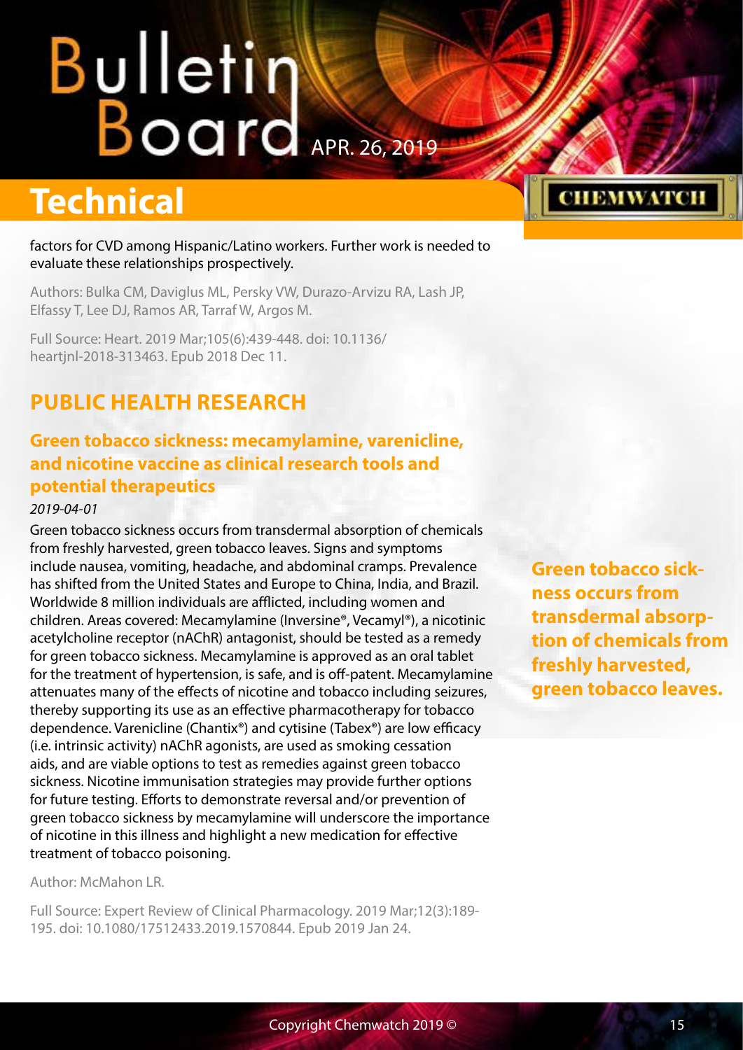factors for CVD among Hispanic/Latino workers. Further work is needed to evaluate these relationships prospectively.

Authors: Bulka CM, Daviglus ML, Persky VW, Durazo-Arvizu RA, Lash JP, Elfassy T, Lee DJ, Ramos AR, Tarraf W, Argos M.

Full Source: Heart. 2019 Mar;105(6):439-448. doi: 10.1136/heartjnl-2018-313463. Epub 2018 Dec 11.

## PUBLIC HEALTH RESEARCH

### Green tobacco sickness: mecamylamine, varenicline, and nicotine vaccine as clinical research tools and potential therapeutics

*2019-04-01*

Green tobacco sickness occurs from transdermal absorption of chemicals from freshly harvested, green tobacco leaves. Signs and symptoms include nausea, vomiting, headache, and abdominal cramps. Prevalence has shifted from the United States and Europe to China, India, and Brazil. Worldwide 8 million individuals are afflicted, including women and children. Areas covered: Mecamylamine (Inversine®, Vecamyl®), a nicotinic acetylcholine receptor (nAChR) antagonist, should be tested as a remedy for green tobacco sickness. Mecamylamine is approved as an oral tablet for the treatment of hypertension, is safe, and is off-patent. Mecamylamine attenuates many of the effects of nicotine and tobacco including seizures, thereby supporting its use as an effective pharmacotherapy for tobacco dependence. Varenicline (Chantix®) and cytisine (Tabex®) are low efficacy (i.e. intrinsic activity) nAChR agonists, are used as smoking cessation aids, and are viable options to test as remedies against green tobacco sickness. Nicotine immunisation strategies may provide further options for future testing. Efforts to demonstrate reversal and/or prevention of green tobacco sickness by mecamylamine will underscore the importance of nicotine in this illness and highlight a new medication for effective treatment of tobacco poisoning.

**Green tobacco sickness occurs from transdermal absorption of chemicals from freshly harvested, green tobacco leaves.**

Author: McMahon LR.

Full Source: Expert Review of Clinical Pharmacology. 2019 Mar;12(3):189-195. doi: 10.1080/17512433.2019.1570844. Epub 2019 Jan 24.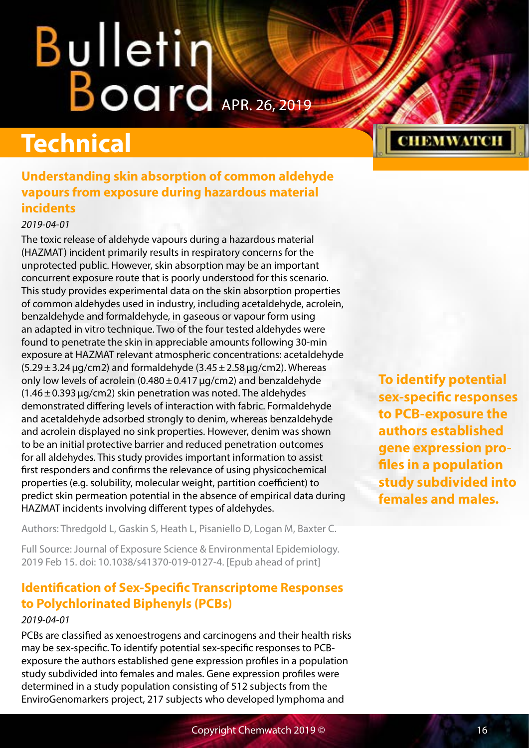# Technical

## Understanding skin absorption of common aldehyde vapours from exposure during hazardous material incidents

*2019-04-01*

The toxic release of aldehyde vapours during a hazardous material (HAZMAT) incident primarily results in respiratory concerns for the unprotected public. However, skin absorption may be an important concurrent exposure route that is poorly understood for this scenario. This study provides experimental data on the skin absorption properties of common aldehydes used in industry, including acetaldehyde, acrolein, benzaldehyde and formaldehyde, in gaseous or vapour form using an adapted in vitro technique. Two of the four tested aldehydes were found to penetrate the skin in appreciable amounts following 30-min exposure at HAZMAT relevant atmospheric concentrations: acetaldehyde ($5.29 \pm 3.24$ μg/cm2) and formaldehyde ($3.45 \pm 2.58$ μg/cm2). Whereas only low levels of acrolein ($0.480 \pm 0.417$ μg/cm2) and benzaldehyde ($1.46 \pm 0.393$ μg/cm2) skin penetration was noted. The aldehydes demonstrated differing levels of interaction with fabric. Formaldehyde and acetaldehyde adsorbed strongly to denim, whereas benzaldehyde and acrolein displayed no sink properties. However, denim was shown to be an initial protective barrier and reduced penetration outcomes for all aldehydes. This study provides important information to assist first responders and confirms the relevance of using physicochemical properties (e.g. solubility, molecular weight, partition coefficient) to predict skin permeation potential in the absence of empirical data during HAZMAT incidents involving different types of aldehydes.

Authors: Thredgold L, Gaskin S, Heath L, Pisaniello D, Logan M, Baxter C.

Full Source: Journal of Exposure Science & Environmental Epidemiology. 2019 Feb 15. doi: 10.1038/s41370-019-0127-4. [Epub ahead of print]

## Identification of Sex-Specific Transcriptome Responses to Polychlorinated Biphenyls (PCBs)

*2019-04-01*

PCBs are classified as xenoestrogens and carcinogens and their health risks may be sex-specific. To identify potential sex-specific responses to PCB-exposure the authors established gene expression profiles in a population study subdivided into females and males. Gene expression profiles were determined in a study population consisting of 512 subjects from the EnviroGenomarkers project, 217 subjects who developed lymphoma and

**To identify potential sex-specific responses to PCB-exposure the authors established gene expression profiles in a population study subdivided into females and males.**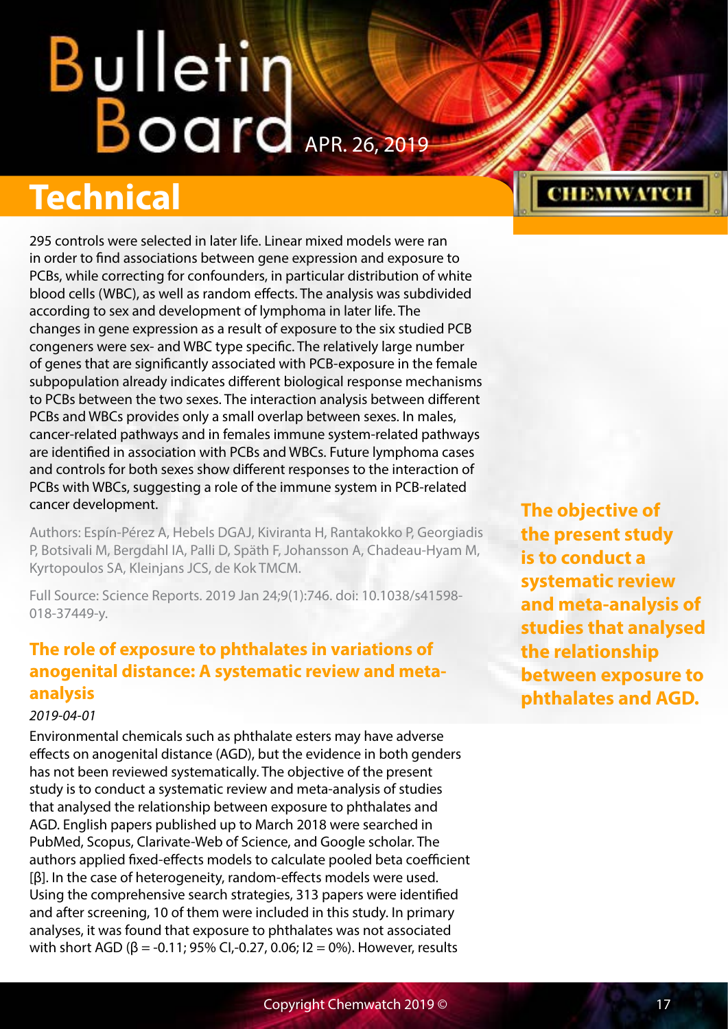## Technical

295 controls were selected in later life. Linear mixed models were ran in order to find associations between gene expression and exposure to PCBs, while correcting for confounders, in particular distribution of white blood cells (WBC), as well as random effects. The analysis was subdivided according to sex and development of lymphoma in later life. The changes in gene expression as a result of exposure to the six studied PCB congeners were sex- and WBC type specific. The relatively large number of genes that are significantly associated with PCB-exposure in the female subpopulation already indicates different biological response mechanisms to PCBs between the two sexes. The interaction analysis between different PCBs and WBCs provides only a small overlap between sexes. In males, cancer-related pathways and in females immune system-related pathways are identified in association with PCBs and WBCs. Future lymphoma cases and controls for both sexes show different responses to the interaction of PCBs with WBCs, suggesting a role of the immune system in PCB-related cancer development.

Authors: Espín-Pérez A, Hebels DGAJ, Kiviranta H, Rantakokko P, Georgiadis P, Botsivali M, Bergdahl IA, Palli D, Späth F, Johansson A, Chadeau-Hyam M, Kyrtopoulos SA, Kleinjans JCS, de Kok TMCM.

Full Source: Science Reports. 2019 Jan 24;9(1):746. doi: 10.1038/s41598-018-37449-y.

### The role of exposure to phthalates in variations of anogenital distance: A systematic review and meta-analysis

*2019-04-01*

Environmental chemicals such as phthalate esters may have adverse effects on anogenital distance (AGD), but the evidence in both genders has not been reviewed systematically. The objective of the present study is to conduct a systematic review and meta-analysis of studies that analysed the relationship between exposure to phthalates and AGD. English papers published up to March 2018 were searched in PubMed, Scopus, Clarivate-Web of Science, and Google scholar. The authors applied fixed-effects models to calculate pooled beta coefficient [β]. In the case of heterogeneity, random-effects models were used. Using the comprehensive search strategies, 313 papers were identified and after screening, 10 of them were included in this study. In primary analyses, it was found that exposure to phthalates was not associated with short AGD ($\beta = -0.11$; 95% CI,-0.27, 0.06; $I2 = 0\%$). However, results

**The objective of the present study is to conduct a systematic review and meta-analysis of studies that analysed the relationship between exposure to phthalates and AGD.**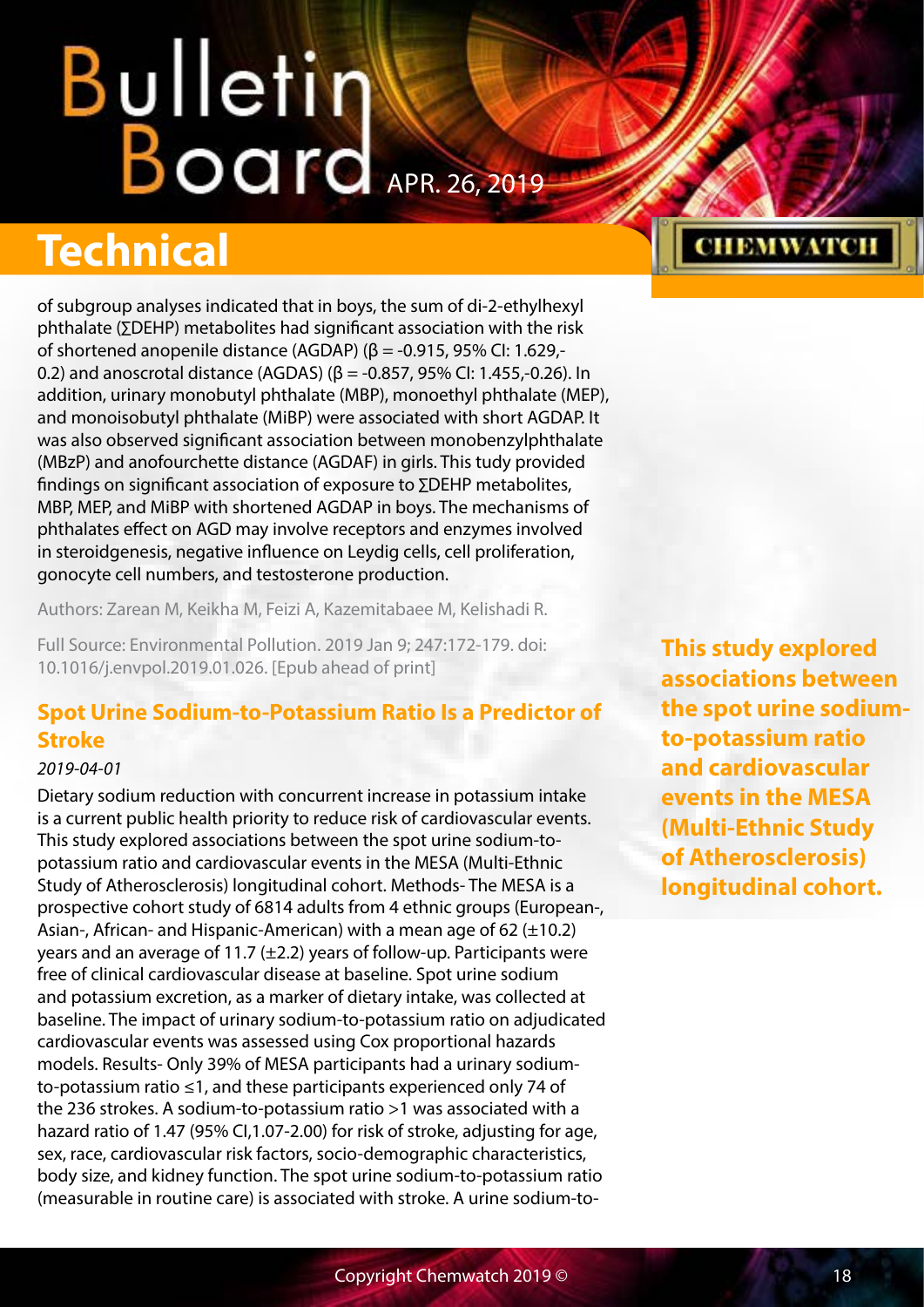# Technical

of subgroup analyses indicated that in boys, the sum of di-2-ethylhexyl phthalate (∑DEHP) metabolites had significant association with the risk of shortened anopenile distance (AGDAP) (β = -0.915, 95% CI: 1.629,-0.2) and anoscrotal distance (AGDAS) (β = -0.857, 95% CI: 1.455,-0.26). In addition, urinary monobutyl phthalate (MBP), monoethyl phthalate (MEP), and monoisobutyl phthalate (MiBP) were associated with short AGDAP. It was also observed significant association between monobenzylphthalate (MBzP) and anofourchette distance (AGDAF) in girls. This tudy provided findings on significant association of exposure to ∑DEHP metabolites, MBP, MEP, and MiBP with shortened AGDAP in boys. The mechanisms of phthalates effect on AGD may involve receptors and enzymes involved in steroidgenesis, negative influence on Leydig cells, cell proliferation, gonocyte cell numbers, and testosterone production.

Authors: Zarean M, Keikha M, Feizi A, Kazemitabaee M, Kelishadi R.

Full Source: Environmental Pollution. 2019 Jan 9; 247:172-179. doi: 10.1016/j.envpol.2019.01.026. [Epub ahead of print]

## Spot Urine Sodium-to-Potassium Ratio Is a Predictor of Stroke

*2019-04-01*

Dietary sodium reduction with concurrent increase in potassium intake is a current public health priority to reduce risk of cardiovascular events. This study explored associations between the spot urine sodium-to-potassium ratio and cardiovascular events in the MESA (Multi-Ethnic Study of Atherosclerosis) longitudinal cohort. Methods- The MESA is a prospective cohort study of 6814 adults from 4 ethnic groups (European-, Asian-, African- and Hispanic-American) with a mean age of 62 (±10.2) years and an average of 11.7 (±2.2) years of follow-up. Participants were free of clinical cardiovascular disease at baseline. Spot urine sodium and potassium excretion, as a marker of dietary intake, was collected at baseline. The impact of urinary sodium-to-potassium ratio on adjudicated cardiovascular events was assessed using Cox proportional hazards models. Results- Only 39% of MESA participants had a urinary sodium-to-potassium ratio ≤1, and these participants experienced only 74 of the 236 strokes. A sodium-to-potassium ratio >1 was associated with a hazard ratio of 1.47 (95% CI,1.07-2.00) for risk of stroke, adjusting for age, sex, race, cardiovascular risk factors, socio-demographic characteristics, body size, and kidney function. The spot urine sodium-to-potassium ratio (measurable in routine care) is associated with stroke. A urine sodium-to-

**This study explored associations between the spot urine sodium-to-potassium ratio and cardiovascular events in the MESA (Multi-Ethnic Study of Atherosclerosis) longitudinal cohort.**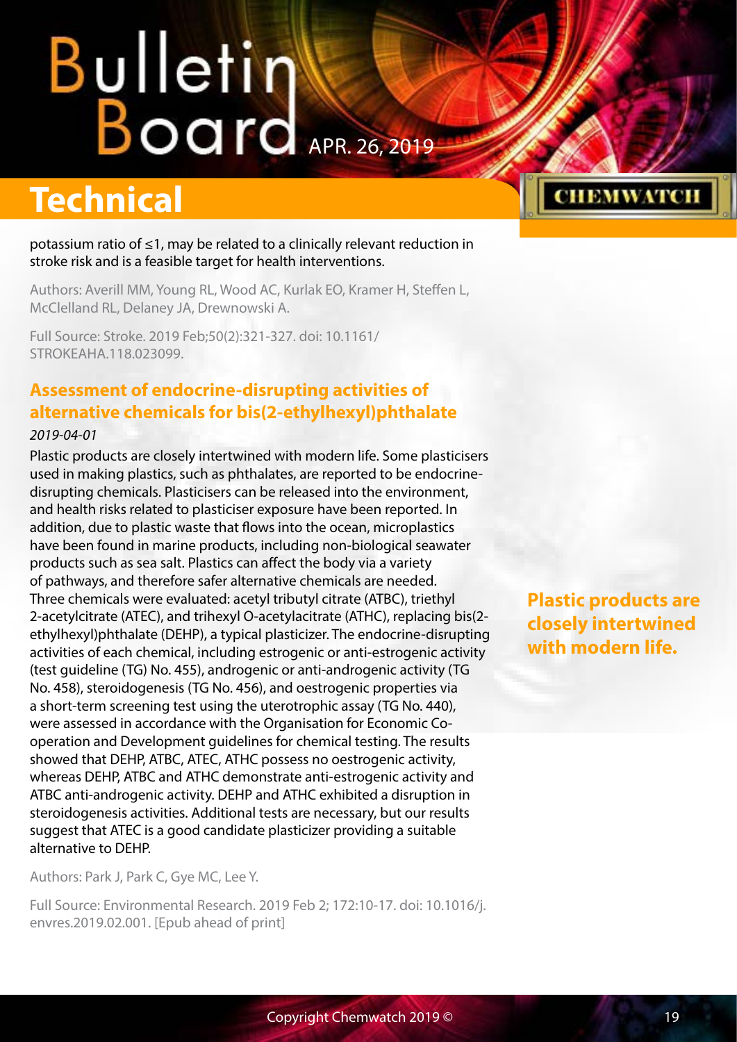potassium ratio of ≤1, may be related to a clinically relevant reduction in stroke risk and is a feasible target for health interventions.

Authors: Averill MM, Young RL, Wood AC, Kurlak EO, Kramer H, Steffen L, McClelland RL, Delaney JA, Drewnowski A.

Full Source: Stroke. 2019 Feb;50(2):321-327. doi: 10.1161/STROKEAHA.118.023099.

## Assessment of endocrine-disrupting activities of alternative chemicals for bis(2-ethylhexyl)phthalate

*2019-04-01*

Plastic products are closely intertwined with modern life. Some plasticisers used in making plastics, such as phthalates, are reported to be endocrine-disrupting chemicals. Plasticisers can be released into the environment, and health risks related to plasticiser exposure have been reported. In addition, due to plastic waste that flows into the ocean, microplastics have been found in marine products, including non-biological seawater products such as sea salt. Plastics can affect the body via a variety of pathways, and therefore safer alternative chemicals are needed. Three chemicals were evaluated: acetyl tributyl citrate (ATBC), triethyl 2-acetylcitrate (ATEC), and trihexyl O-acetylacitrate (ATHC), replacing bis(2-ethylhexyl)phthalate (DEHP), a typical plasticizer. The endocrine-disrupting activities of each chemical, including estrogenic or anti-estrogenic activity (test guideline (TG) No. 455), androgenic or anti-androgenic activity (TG No. 458), steroidogenesis (TG No. 456), and oestrogenic properties via a short-term screening test using the uterotrophic assay (TG No. 440), were assessed in accordance with the Organisation for Economic Co-operation and Development guidelines for chemical testing. The results showed that DEHP, ATBC, ATEC, ATHC possess no oestrogenic activity, whereas DEHP, ATBC and ATHC demonstrate anti-estrogenic activity and ATBC anti-androgenic activity. DEHP and ATHC exhibited a disruption in steroidogenesis activities. Additional tests are necessary, but our results suggest that ATEC is a good candidate plasticizer providing a suitable alternative to DEHP.

**Plastic products are closely intertwined with modern life.**

Authors: Park J, Park C, Gye MC, Lee Y.

Full Source: Environmental Research. 2019 Feb 2; 172:10-17. doi: 10.1016/j.envres.2019.02.001. [Epub ahead of print]